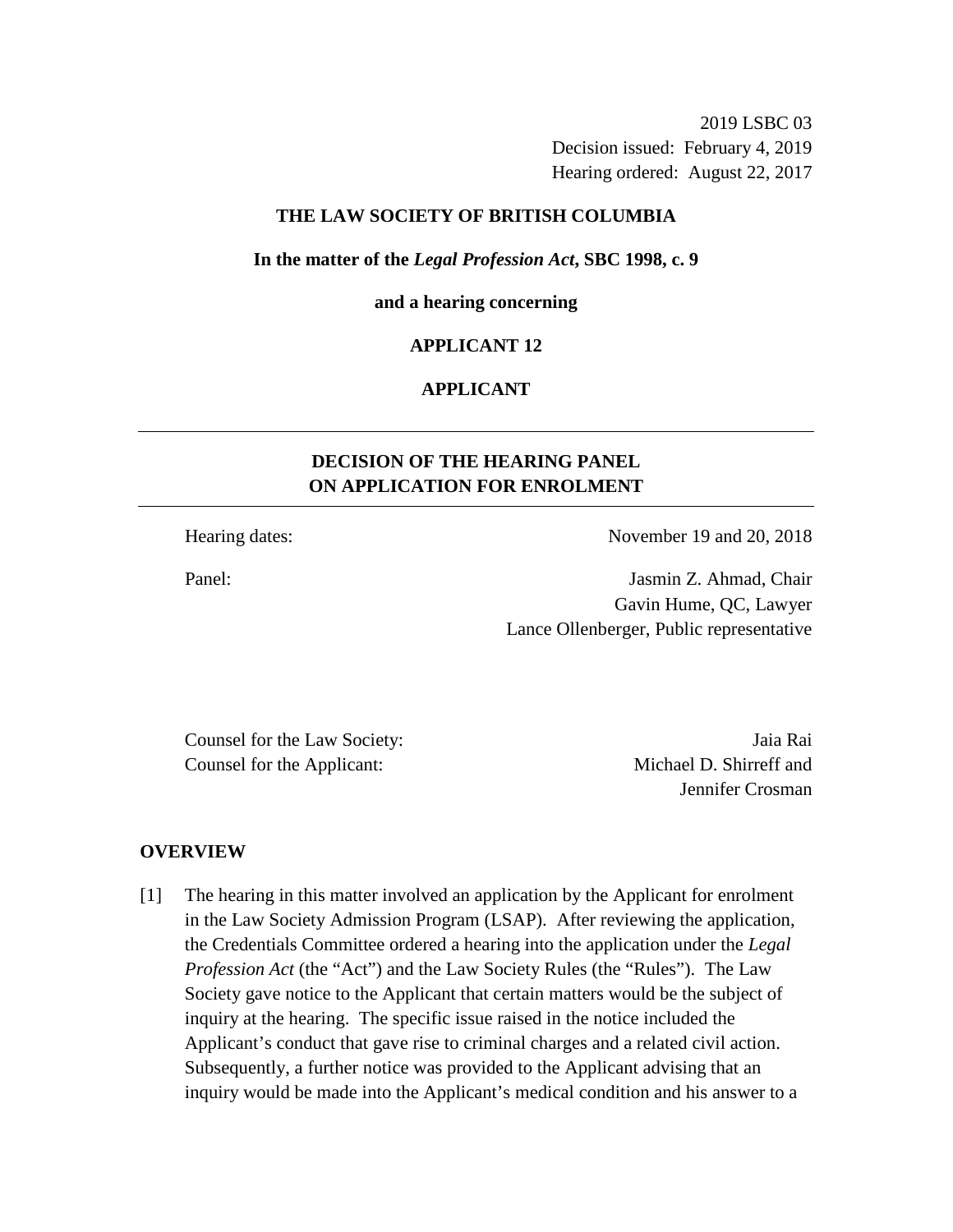2019 LSBC 03
Decision issued: February 4, 2019
Hearing ordered: August 22, 2017

**THE LAW SOCIETY OF BRITISH COLUMBIA**

**In the matter of the *Legal Profession Act*, SBC 1998, c. 9**

**and a hearing concerning**

**APPLICANT 12**

**APPLICANT**

---

## DECISION OF THE HEARING PANEL ON APPLICATION FOR ENROLMENT

---

| | |
|---|---|
| Hearing dates: | November 19 and 20, 2018 |
| Panel: | Jasmin Z. Ahmad, Chair<br>Gavin Hume, QC, Lawyer<br>Lance Ollenberger, Public representative |

| | |
|---|---|
| Counsel for the Law Society: | Jaia Rai |
| Counsel for the Applicant: | Michael D. Shirreff and Jennifer Crosman |

## OVERVIEW

[1] The hearing in this matter involved an application by the Applicant for enrolment in the Law Society Admission Program (LSAP). After reviewing the application, the Credentials Committee ordered a hearing into the application under the *Legal Profession Act* (the "Act") and the Law Society Rules (the "Rules"). The Law Society gave notice to the Applicant that certain matters would be the subject of inquiry at the hearing. The specific issue raised in the notice included the Applicant's conduct that gave rise to criminal charges and a related civil action. Subsequently, a further notice was provided to the Applicant advising that an inquiry would be made into the Applicant's medical condition and his answer to a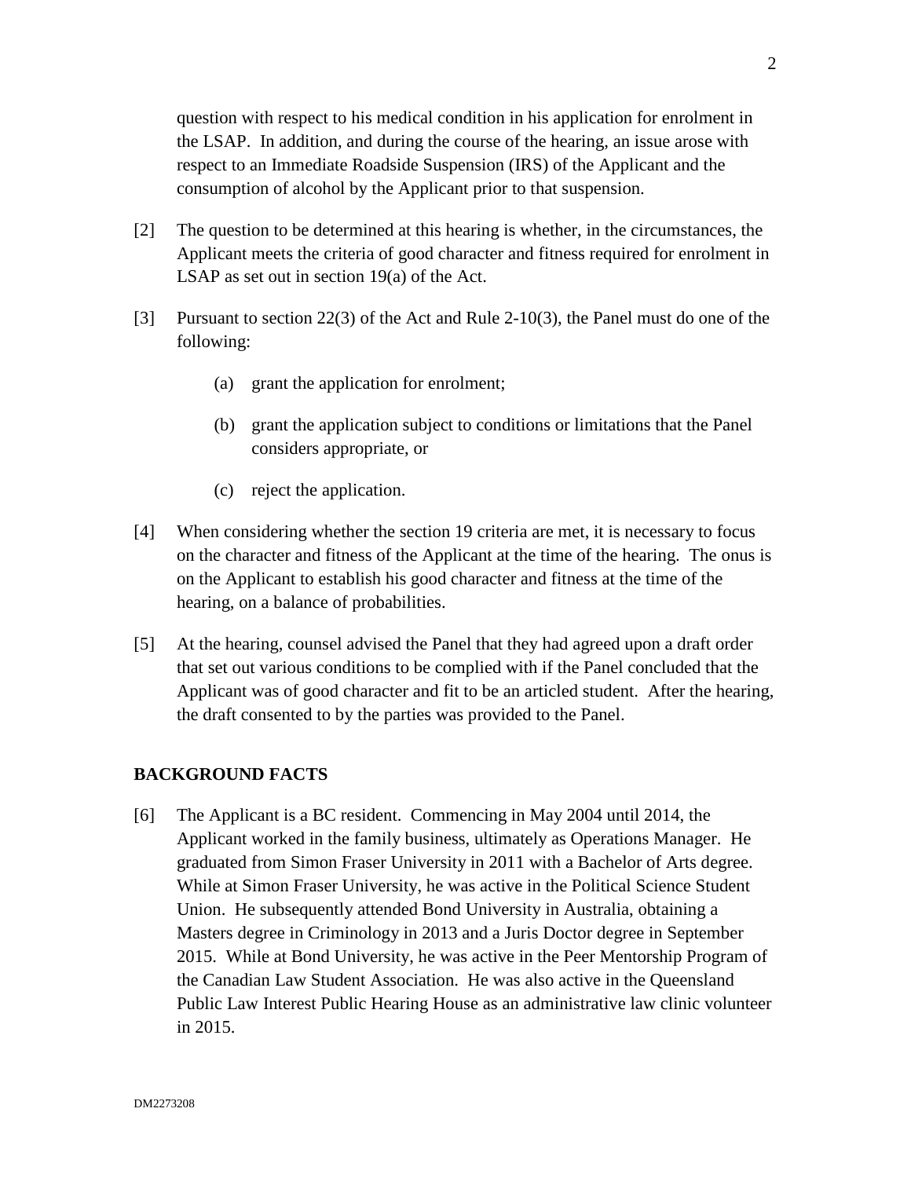question with respect to his medical condition in his application for enrolment in the LSAP. In addition, and during the course of the hearing, an issue arose with respect to an Immediate Roadside Suspension (IRS) of the Applicant and the consumption of alcohol by the Applicant prior to that suspension.

[2] The question to be determined at this hearing is whether, in the circumstances, the Applicant meets the criteria of good character and fitness required for enrolment in LSAP as set out in section 19(a) of the Act.

[3] Pursuant to section 22(3) of the Act and Rule 2-10(3), the Panel must do one of the following:

(a) grant the application for enrolment;

(b) grant the application subject to conditions or limitations that the Panel considers appropriate, or

(c) reject the application.

[4] When considering whether the section 19 criteria are met, it is necessary to focus on the character and fitness of the Applicant at the time of the hearing. The onus is on the Applicant to establish his good character and fitness at the time of the hearing, on a balance of probabilities.

[5] At the hearing, counsel advised the Panel that they had agreed upon a draft order that set out various conditions to be complied with if the Panel concluded that the Applicant was of good character and fit to be an articled student. After the hearing, the draft consented to by the parties was provided to the Panel.

## BACKGROUND FACTS

[6] The Applicant is a BC resident. Commencing in May 2004 until 2014, the Applicant worked in the family business, ultimately as Operations Manager. He graduated from Simon Fraser University in 2011 with a Bachelor of Arts degree. While at Simon Fraser University, he was active in the Political Science Student Union. He subsequently attended Bond University in Australia, obtaining a Masters degree in Criminology in 2013 and a Juris Doctor degree in September 2015. While at Bond University, he was active in the Peer Mentorship Program of the Canadian Law Student Association. He was also active in the Queensland Public Law Interest Public Hearing House as an administrative law clinic volunteer in 2015.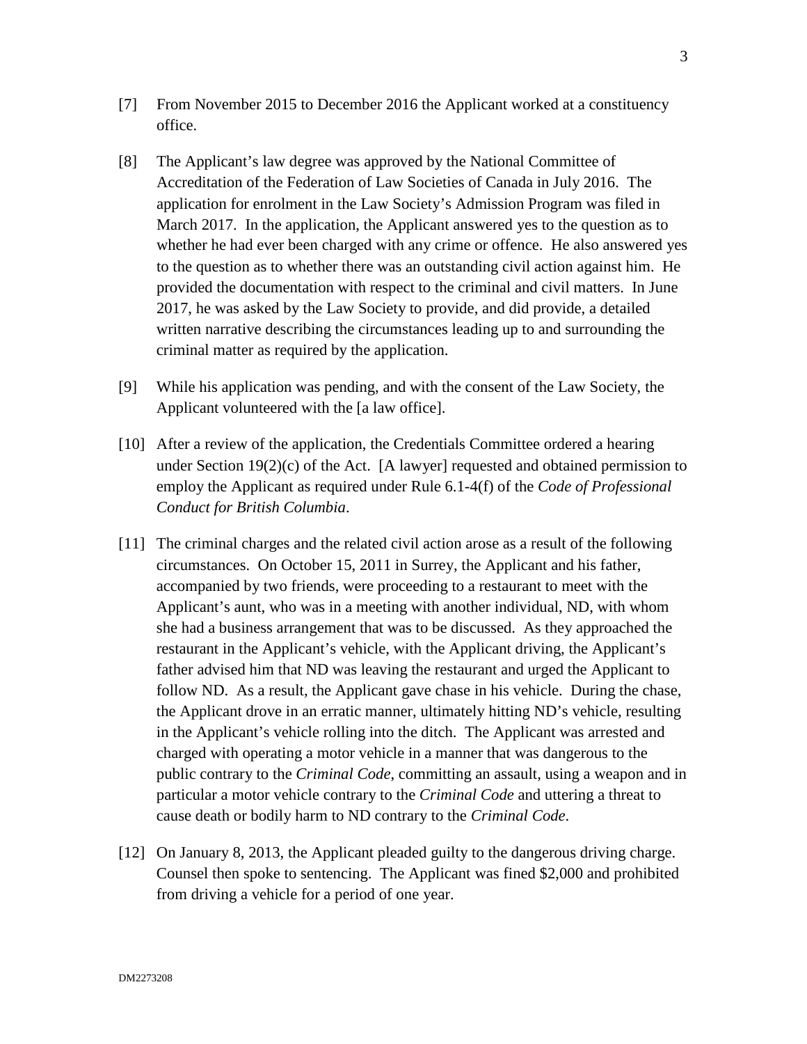[7] From November 2015 to December 2016 the Applicant worked at a constituency office.

[8] The Applicant's law degree was approved by the National Committee of Accreditation of the Federation of Law Societies of Canada in July 2016. The application for enrolment in the Law Society's Admission Program was filed in March 2017. In the application, the Applicant answered yes to the question as to whether he had ever been charged with any crime or offence. He also answered yes to the question as to whether there was an outstanding civil action against him. He provided the documentation with respect to the criminal and civil matters. In June 2017, he was asked by the Law Society to provide, and did provide, a detailed written narrative describing the circumstances leading up to and surrounding the criminal matter as required by the application.

[9] While his application was pending, and with the consent of the Law Society, the Applicant volunteered with the [a law office].

[10] After a review of the application, the Credentials Committee ordered a hearing under Section 19(2)(c) of the Act. [A lawyer] requested and obtained permission to employ the Applicant as required under Rule 6.1-4(f) of the *Code of Professional Conduct for British Columbia*.

[11] The criminal charges and the related civil action arose as a result of the following circumstances. On October 15, 2011 in Surrey, the Applicant and his father, accompanied by two friends, were proceeding to a restaurant to meet with the Applicant's aunt, who was in a meeting with another individual, ND, with whom she had a business arrangement that was to be discussed. As they approached the restaurant in the Applicant's vehicle, with the Applicant driving, the Applicant's father advised him that ND was leaving the restaurant and urged the Applicant to follow ND. As a result, the Applicant gave chase in his vehicle. During the chase, the Applicant drove in an erratic manner, ultimately hitting ND's vehicle, resulting in the Applicant's vehicle rolling into the ditch. The Applicant was arrested and charged with operating a motor vehicle in a manner that was dangerous to the public contrary to the *Criminal Code*, committing an assault, using a weapon and in particular a motor vehicle contrary to the *Criminal Code* and uttering a threat to cause death or bodily harm to ND contrary to the *Criminal Code*.

[12] On January 8, 2013, the Applicant pleaded guilty to the dangerous driving charge. Counsel then spoke to sentencing. The Applicant was fined $2,000 and prohibited from driving a vehicle for a period of one year.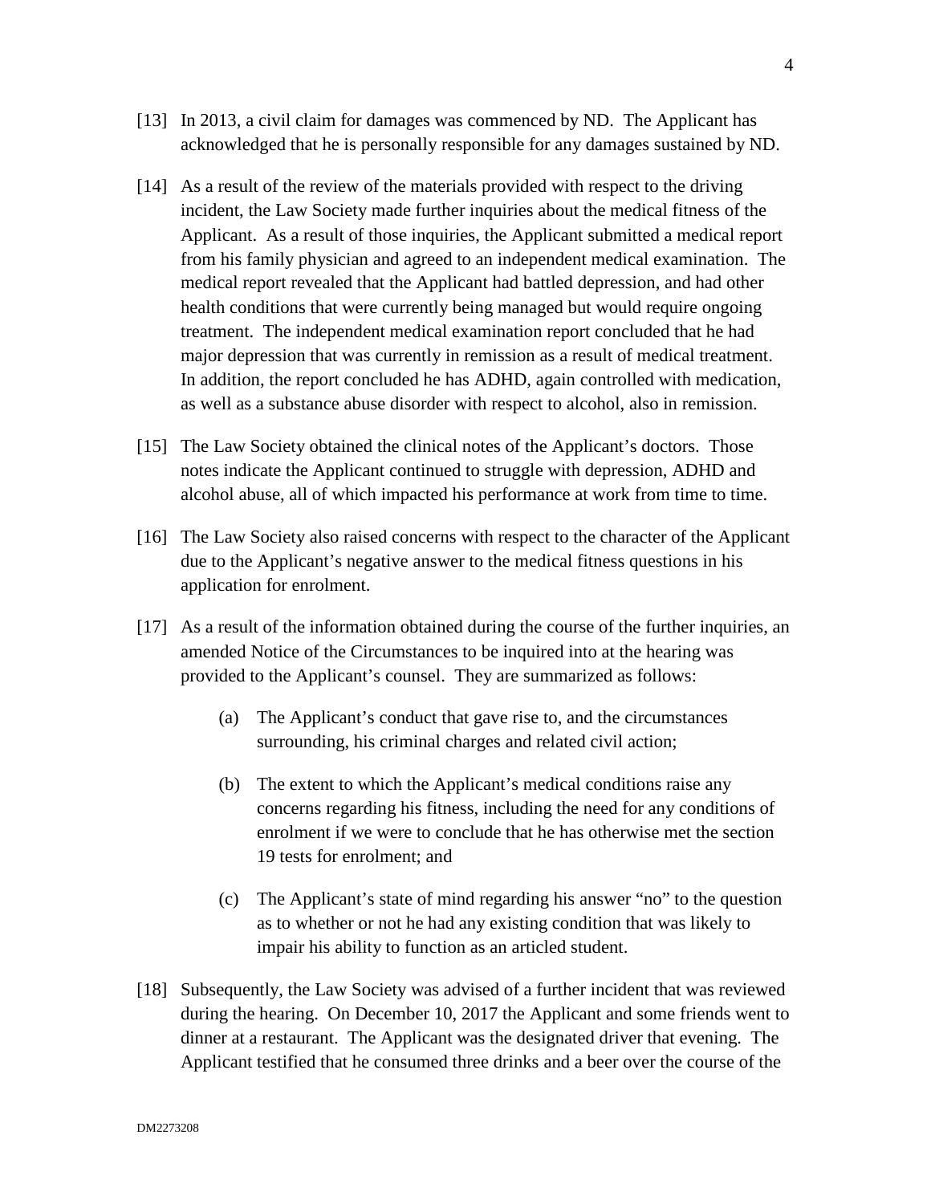[13] In 2013, a civil claim for damages was commenced by ND. The Applicant has acknowledged that he is personally responsible for any damages sustained by ND.

[14] As a result of the review of the materials provided with respect to the driving incident, the Law Society made further inquiries about the medical fitness of the Applicant. As a result of those inquiries, the Applicant submitted a medical report from his family physician and agreed to an independent medical examination. The medical report revealed that the Applicant had battled depression, and had other health conditions that were currently being managed but would require ongoing treatment. The independent medical examination report concluded that he had major depression that was currently in remission as a result of medical treatment. In addition, the report concluded he has ADHD, again controlled with medication, as well as a substance abuse disorder with respect to alcohol, also in remission.

[15] The Law Society obtained the clinical notes of the Applicant's doctors. Those notes indicate the Applicant continued to struggle with depression, ADHD and alcohol abuse, all of which impacted his performance at work from time to time.

[16] The Law Society also raised concerns with respect to the character of the Applicant due to the Applicant's negative answer to the medical fitness questions in his application for enrolment.

[17] As a result of the information obtained during the course of the further inquiries, an amended Notice of the Circumstances to be inquired into at the hearing was provided to the Applicant's counsel. They are summarized as follows:

(a) The Applicant's conduct that gave rise to, and the circumstances surrounding, his criminal charges and related civil action;

(b) The extent to which the Applicant's medical conditions raise any concerns regarding his fitness, including the need for any conditions of enrolment if we were to conclude that he has otherwise met the section 19 tests for enrolment; and

(c) The Applicant's state of mind regarding his answer "no" to the question as to whether or not he had any existing condition that was likely to impair his ability to function as an articled student.

[18] Subsequently, the Law Society was advised of a further incident that was reviewed during the hearing. On December 10, 2017 the Applicant and some friends went to dinner at a restaurant. The Applicant was the designated driver that evening. The Applicant testified that he consumed three drinks and a beer over the course of the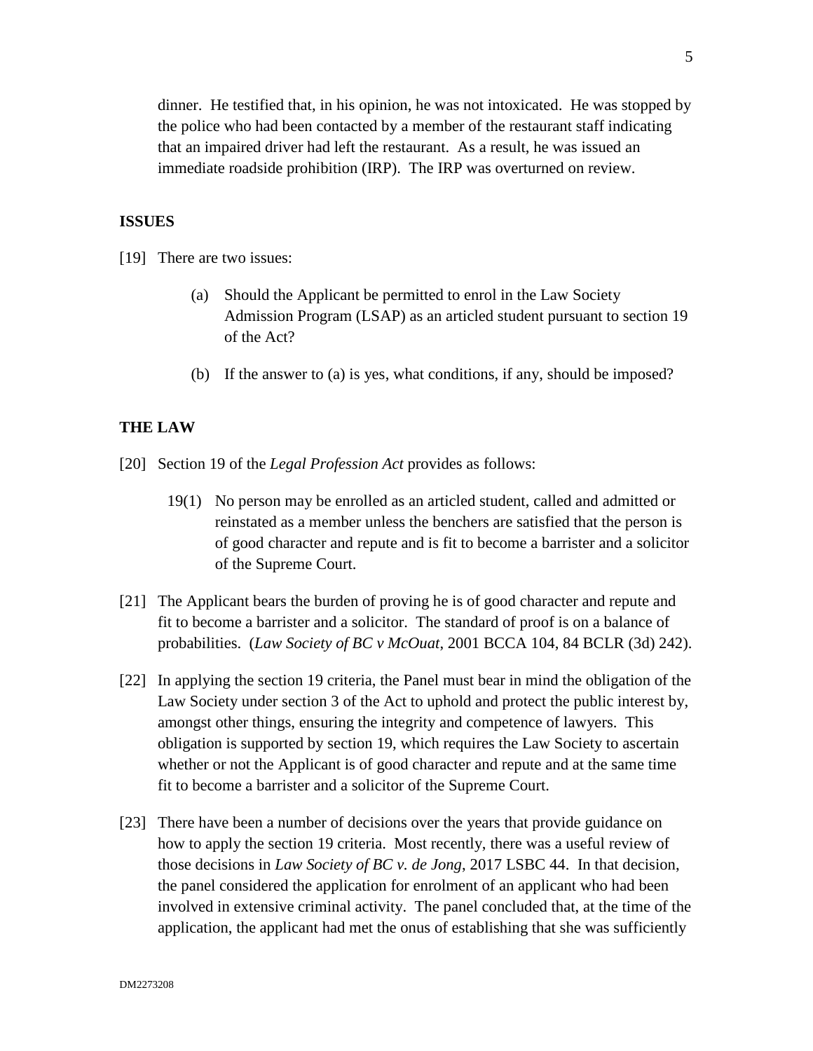dinner. He testified that, in his opinion, he was not intoxicated. He was stopped by the police who had been contacted by a member of the restaurant staff indicating that an impaired driver had left the restaurant. As a result, he was issued an immediate roadside prohibition (IRP). The IRP was overturned on review.

## ISSUES

[19] There are two issues:

(a) Should the Applicant be permitted to enrol in the Law Society Admission Program (LSAP) as an articled student pursuant to section 19 of the Act?

(b) If the answer to (a) is yes, what conditions, if any, should be imposed?

## THE LAW

[20] Section 19 of the *Legal Profession Act* provides as follows:

> 19(1) No person may be enrolled as an articled student, called and admitted or reinstated as a member unless the benchers are satisfied that the person is of good character and repute and is fit to become a barrister and a solicitor of the Supreme Court.

[21] The Applicant bears the burden of proving he is of good character and repute and fit to become a barrister and a solicitor. The standard of proof is on a balance of probabilities. (*Law Society of BC v McOuat*, 2001 BCCA 104, 84 BCLR (3d) 242).

[22] In applying the section 19 criteria, the Panel must bear in mind the obligation of the Law Society under section 3 of the Act to uphold and protect the public interest by, amongst other things, ensuring the integrity and competence of lawyers. This obligation is supported by section 19, which requires the Law Society to ascertain whether or not the Applicant is of good character and repute and at the same time fit to become a barrister and a solicitor of the Supreme Court.

[23] There have been a number of decisions over the years that provide guidance on how to apply the section 19 criteria. Most recently, there was a useful review of those decisions in *Law Society of BC v. de Jong*, 2017 LSBC 44. In that decision, the panel considered the application for enrolment of an applicant who had been involved in extensive criminal activity. The panel concluded that, at the time of the application, the applicant had met the onus of establishing that she was sufficiently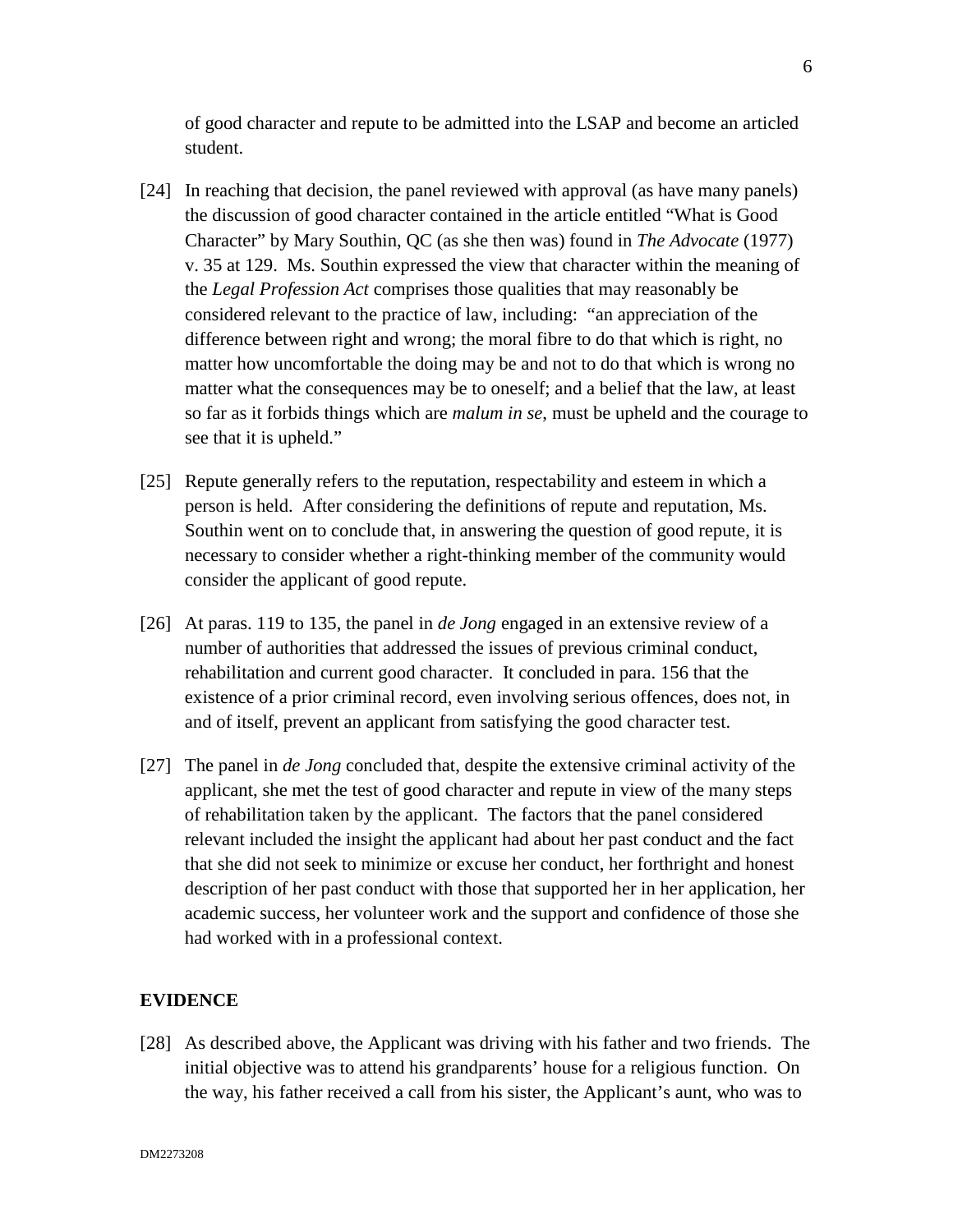of good character and repute to be admitted into the LSAP and become an articled student.

[24] In reaching that decision, the panel reviewed with approval (as have many panels) the discussion of good character contained in the article entitled "What is Good Character" by Mary Southin, QC (as she then was) found in *The Advocate* (1977) v. 35 at 129. Ms. Southin expressed the view that character within the meaning of the *Legal Profession Act* comprises those qualities that may reasonably be considered relevant to the practice of law, including: "an appreciation of the difference between right and wrong; the moral fibre to do that which is right, no matter how uncomfortable the doing may be and not to do that which is wrong no matter what the consequences may be to oneself; and a belief that the law, at least so far as it forbids things which are *malum in se*, must be upheld and the courage to see that it is upheld."

[25] Repute generally refers to the reputation, respectability and esteem in which a person is held. After considering the definitions of repute and reputation, Ms. Southin went on to conclude that, in answering the question of good repute, it is necessary to consider whether a right-thinking member of the community would consider the applicant of good repute.

[26] At paras. 119 to 135, the panel in *de Jong* engaged in an extensive review of a number of authorities that addressed the issues of previous criminal conduct, rehabilitation and current good character. It concluded in para. 156 that the existence of a prior criminal record, even involving serious offences, does not, in and of itself, prevent an applicant from satisfying the good character test.

[27] The panel in *de Jong* concluded that, despite the extensive criminal activity of the applicant, she met the test of good character and repute in view of the many steps of rehabilitation taken by the applicant. The factors that the panel considered relevant included the insight the applicant had about her past conduct and the fact that she did not seek to minimize or excuse her conduct, her forthright and honest description of her past conduct with those that supported her in her application, her academic success, her volunteer work and the support and confidence of those she had worked with in a professional context.

## EVIDENCE

[28] As described above, the Applicant was driving with his father and two friends. The initial objective was to attend his grandparents' house for a religious function. On the way, his father received a call from his sister, the Applicant's aunt, who was to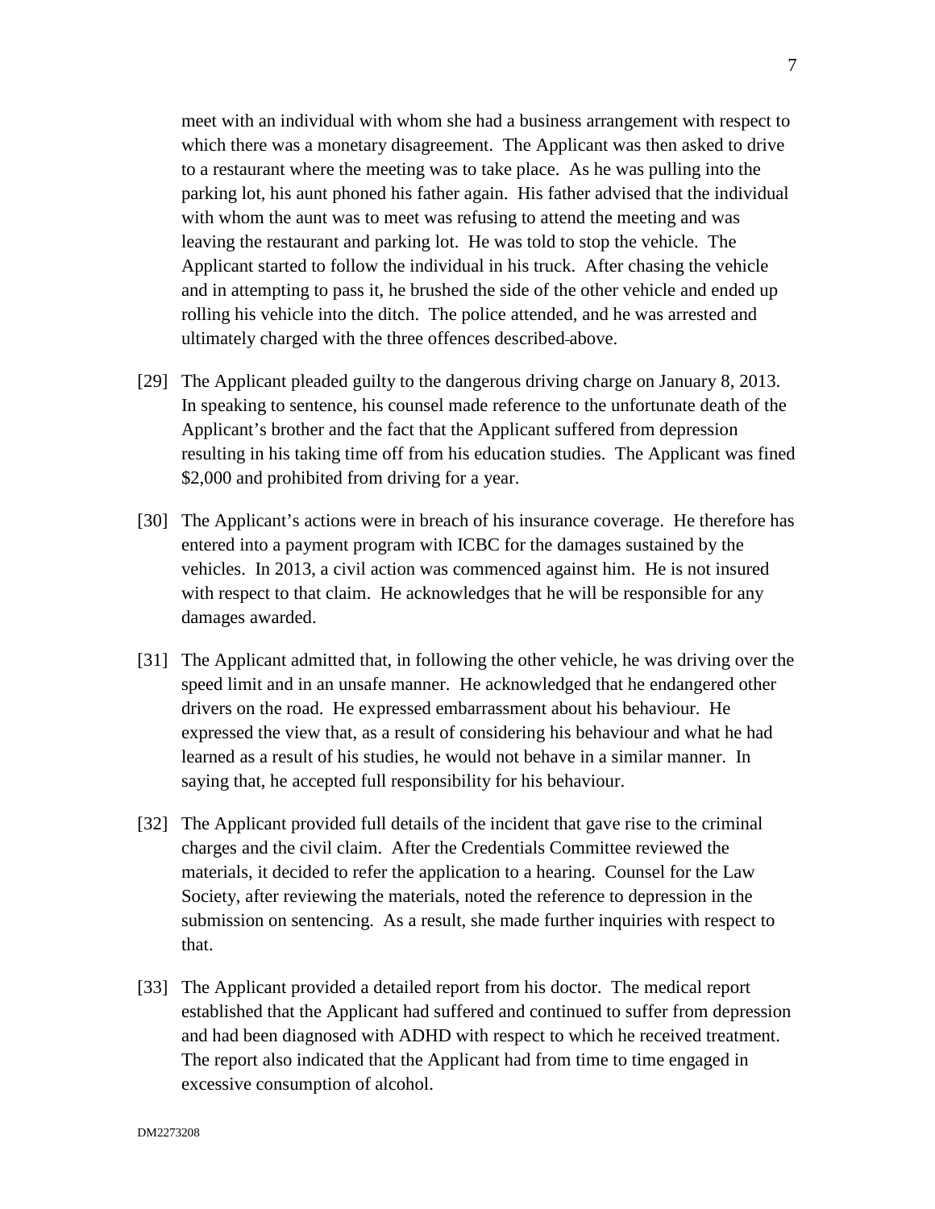meet with an individual with whom she had a business arrangement with respect to which there was a monetary disagreement. The Applicant was then asked to drive to a restaurant where the meeting was to take place. As he was pulling into the parking lot, his aunt phoned his father again. His father advised that the individual with whom the aunt was to meet was refusing to attend the meeting and was leaving the restaurant and parking lot. He was told to stop the vehicle. The Applicant started to follow the individual in his truck. After chasing the vehicle and in attempting to pass it, he brushed the side of the other vehicle and ended up rolling his vehicle into the ditch. The police attended, and he was arrested and ultimately charged with the three offences described above.

[29] The Applicant pleaded guilty to the dangerous driving charge on January 8, 2013. In speaking to sentence, his counsel made reference to the unfortunate death of the Applicant's brother and the fact that the Applicant suffered from depression resulting in his taking time off from his education studies. The Applicant was fined $2,000 and prohibited from driving for a year.

[30] The Applicant's actions were in breach of his insurance coverage. He therefore has entered into a payment program with ICBC for the damages sustained by the vehicles. In 2013, a civil action was commenced against him. He is not insured with respect to that claim. He acknowledges that he will be responsible for any damages awarded.

[31] The Applicant admitted that, in following the other vehicle, he was driving over the speed limit and in an unsafe manner. He acknowledged that he endangered other drivers on the road. He expressed embarrassment about his behaviour. He expressed the view that, as a result of considering his behaviour and what he had learned as a result of his studies, he would not behave in a similar manner. In saying that, he accepted full responsibility for his behaviour.

[32] The Applicant provided full details of the incident that gave rise to the criminal charges and the civil claim. After the Credentials Committee reviewed the materials, it decided to refer the application to a hearing. Counsel for the Law Society, after reviewing the materials, noted the reference to depression in the submission on sentencing. As a result, she made further inquiries with respect to that.

[33] The Applicant provided a detailed report from his doctor. The medical report established that the Applicant had suffered and continued to suffer from depression and had been diagnosed with ADHD with respect to which he received treatment. The report also indicated that the Applicant had from time to time engaged in excessive consumption of alcohol.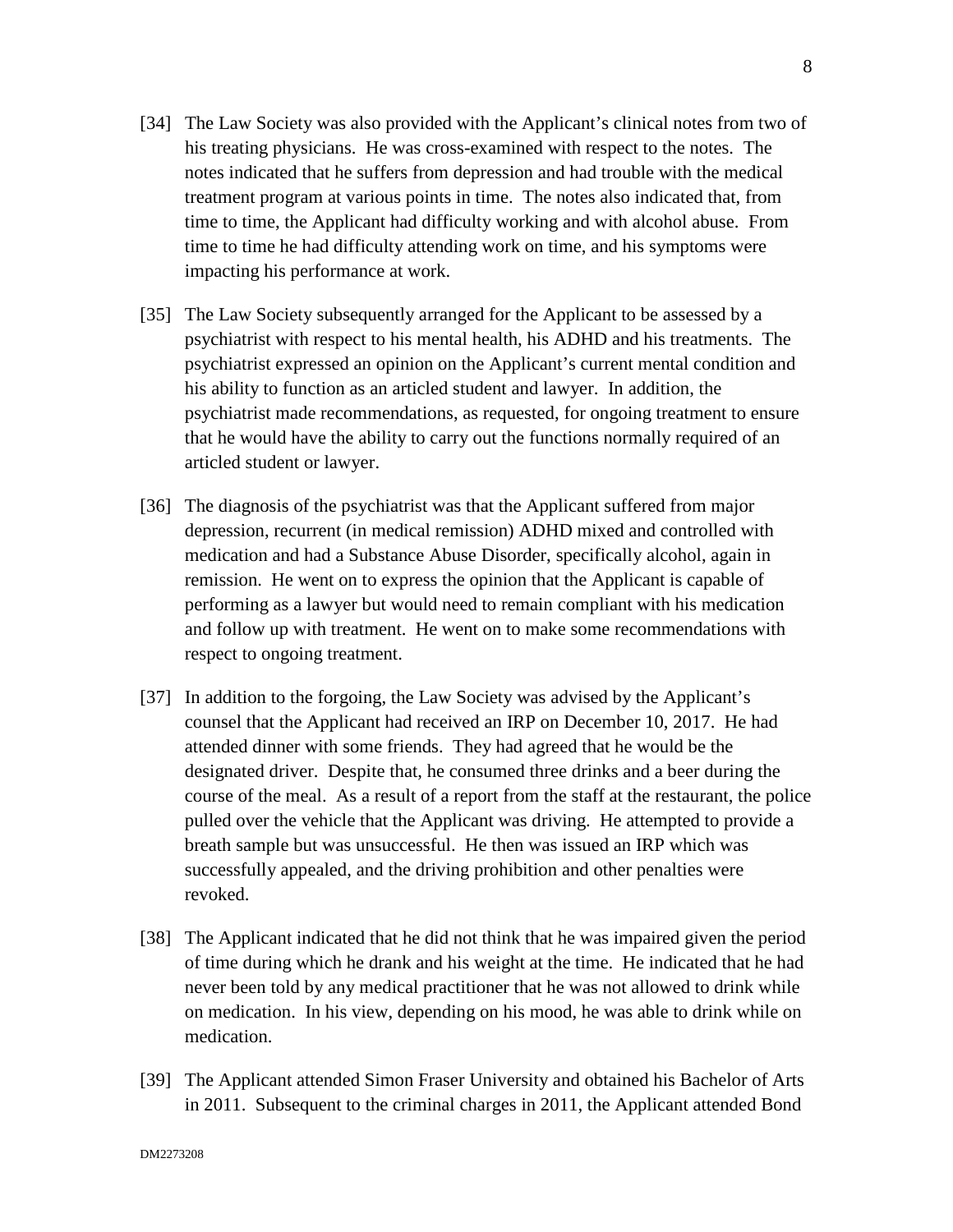[34] The Law Society was also provided with the Applicant's clinical notes from two of his treating physicians. He was cross-examined with respect to the notes. The notes indicated that he suffers from depression and had trouble with the medical treatment program at various points in time. The notes also indicated that, from time to time, the Applicant had difficulty working and with alcohol abuse. From time to time he had difficulty attending work on time, and his symptoms were impacting his performance at work.

[35] The Law Society subsequently arranged for the Applicant to be assessed by a psychiatrist with respect to his mental health, his ADHD and his treatments. The psychiatrist expressed an opinion on the Applicant's current mental condition and his ability to function as an articled student and lawyer. In addition, the psychiatrist made recommendations, as requested, for ongoing treatment to ensure that he would have the ability to carry out the functions normally required of an articled student or lawyer.

[36] The diagnosis of the psychiatrist was that the Applicant suffered from major depression, recurrent (in medical remission) ADHD mixed and controlled with medication and had a Substance Abuse Disorder, specifically alcohol, again in remission. He went on to express the opinion that the Applicant is capable of performing as a lawyer but would need to remain compliant with his medication and follow up with treatment. He went on to make some recommendations with respect to ongoing treatment.

[37] In addition to the forgoing, the Law Society was advised by the Applicant's counsel that the Applicant had received an IRP on December 10, 2017. He had attended dinner with some friends. They had agreed that he would be the designated driver. Despite that, he consumed three drinks and a beer during the course of the meal. As a result of a report from the staff at the restaurant, the police pulled over the vehicle that the Applicant was driving. He attempted to provide a breath sample but was unsuccessful. He then was issued an IRP which was successfully appealed, and the driving prohibition and other penalties were revoked.

[38] The Applicant indicated that he did not think that he was impaired given the period of time during which he drank and his weight at the time. He indicated that he had never been told by any medical practitioner that he was not allowed to drink while on medication. In his view, depending on his mood, he was able to drink while on medication.

[39] The Applicant attended Simon Fraser University and obtained his Bachelor of Arts in 2011. Subsequent to the criminal charges in 2011, the Applicant attended Bond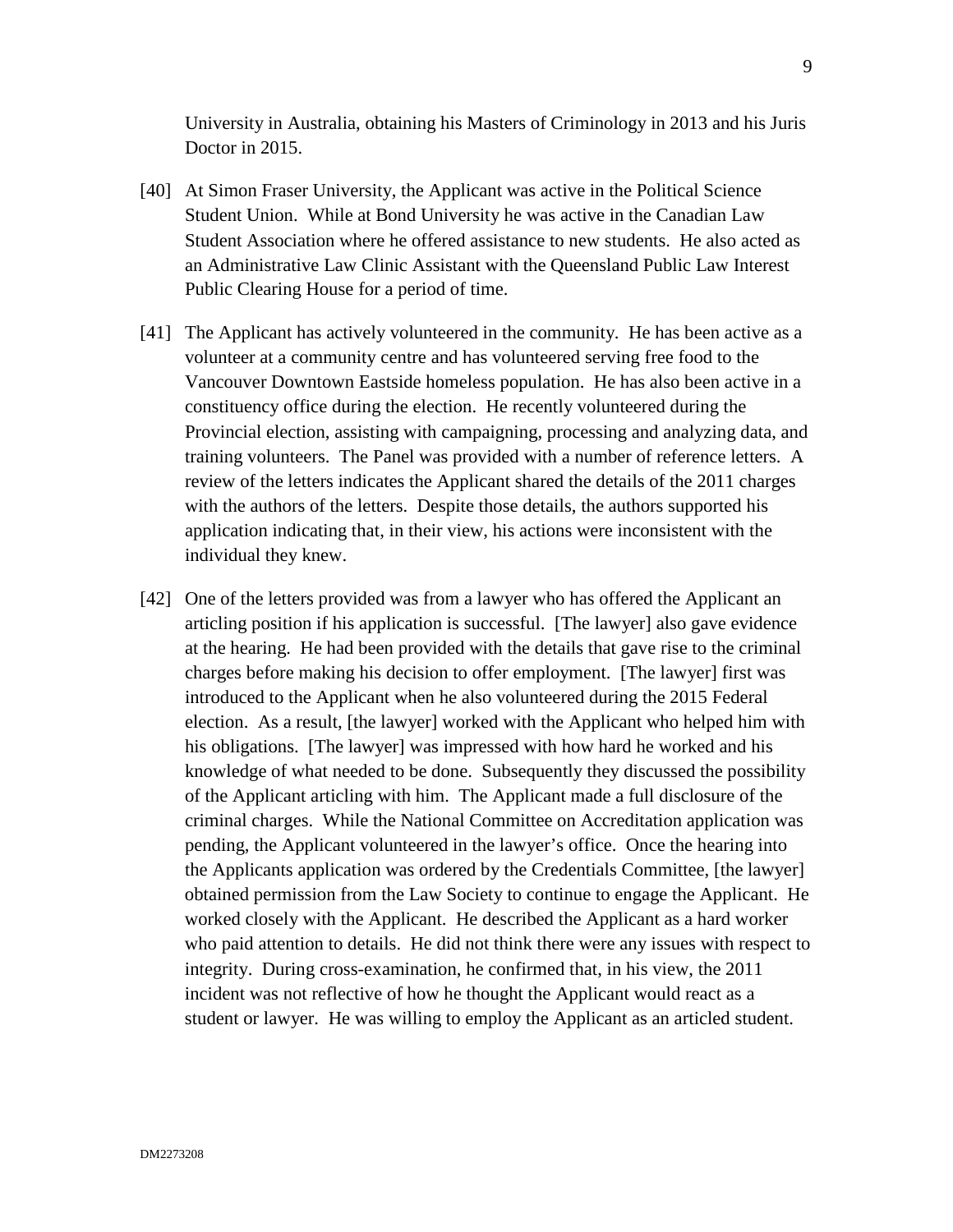University in Australia, obtaining his Masters of Criminology in 2013 and his Juris Doctor in 2015.

[40] At Simon Fraser University, the Applicant was active in the Political Science Student Union. While at Bond University he was active in the Canadian Law Student Association where he offered assistance to new students. He also acted as an Administrative Law Clinic Assistant with the Queensland Public Law Interest Public Clearing House for a period of time.

[41] The Applicant has actively volunteered in the community. He has been active as a volunteer at a community centre and has volunteered serving free food to the Vancouver Downtown Eastside homeless population. He has also been active in a constituency office during the election. He recently volunteered during the Provincial election, assisting with campaigning, processing and analyzing data, and training volunteers. The Panel was provided with a number of reference letters. A review of the letters indicates the Applicant shared the details of the 2011 charges with the authors of the letters. Despite those details, the authors supported his application indicating that, in their view, his actions were inconsistent with the individual they knew.

[42] One of the letters provided was from a lawyer who has offered the Applicant an articling position if his application is successful. [The lawyer] also gave evidence at the hearing. He had been provided with the details that gave rise to the criminal charges before making his decision to offer employment. [The lawyer] first was introduced to the Applicant when he also volunteered during the 2015 Federal election. As a result, [the lawyer] worked with the Applicant who helped him with his obligations. [The lawyer] was impressed with how hard he worked and his knowledge of what needed to be done. Subsequently they discussed the possibility of the Applicant articling with him. The Applicant made a full disclosure of the criminal charges. While the National Committee on Accreditation application was pending, the Applicant volunteered in the lawyer's office. Once the hearing into the Applicants application was ordered by the Credentials Committee, [the lawyer] obtained permission from the Law Society to continue to engage the Applicant. He worked closely with the Applicant. He described the Applicant as a hard worker who paid attention to details. He did not think there were any issues with respect to integrity. During cross-examination, he confirmed that, in his view, the 2011 incident was not reflective of how he thought the Applicant would react as a student or lawyer. He was willing to employ the Applicant as an articled student.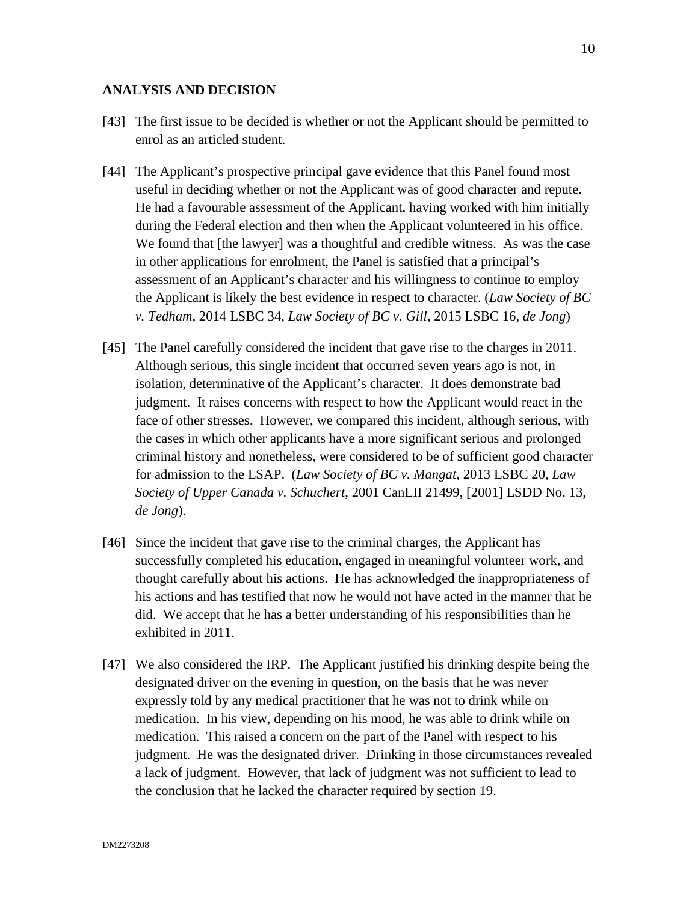## ANALYSIS AND DECISION

[43] The first issue to be decided is whether or not the Applicant should be permitted to enrol as an articled student.

[44] The Applicant's prospective principal gave evidence that this Panel found most useful in deciding whether or not the Applicant was of good character and repute. He had a favourable assessment of the Applicant, having worked with him initially during the Federal election and then when the Applicant volunteered in his office. We found that [the lawyer] was a thoughtful and credible witness. As was the case in other applications for enrolment, the Panel is satisfied that a principal's assessment of an Applicant's character and his willingness to continue to employ the Applicant is likely the best evidence in respect to character. (*Law Society of BC v. Tedham*, 2014 LSBC 34, *Law Society of BC v. Gill*, 2015 LSBC 16, *de Jong*)

[45] The Panel carefully considered the incident that gave rise to the charges in 2011. Although serious, this single incident that occurred seven years ago is not, in isolation, determinative of the Applicant's character. It does demonstrate bad judgment. It raises concerns with respect to how the Applicant would react in the face of other stresses. However, we compared this incident, although serious, with the cases in which other applicants have a more significant serious and prolonged criminal history and nonetheless, were considered to be of sufficient good character for admission to the LSAP. (*Law Society of BC v. Mangat*, 2013 LSBC 20, *Law Society of Upper Canada v. Schuchert*, 2001 CanLII 21499, [2001] LSDD No. 13, *de Jong*).

[46] Since the incident that gave rise to the criminal charges, the Applicant has successfully completed his education, engaged in meaningful volunteer work, and thought carefully about his actions. He has acknowledged the inappropriateness of his actions and has testified that now he would not have acted in the manner that he did. We accept that he has a better understanding of his responsibilities than he exhibited in 2011.

[47] We also considered the IRP. The Applicant justified his drinking despite being the designated driver on the evening in question, on the basis that he was never expressly told by any medical practitioner that he was not to drink while on medication. In his view, depending on his mood, he was able to drink while on medication. This raised a concern on the part of the Panel with respect to his judgment. He was the designated driver. Drinking in those circumstances revealed a lack of judgment. However, that lack of judgment was not sufficient to lead to the conclusion that he lacked the character required by section 19.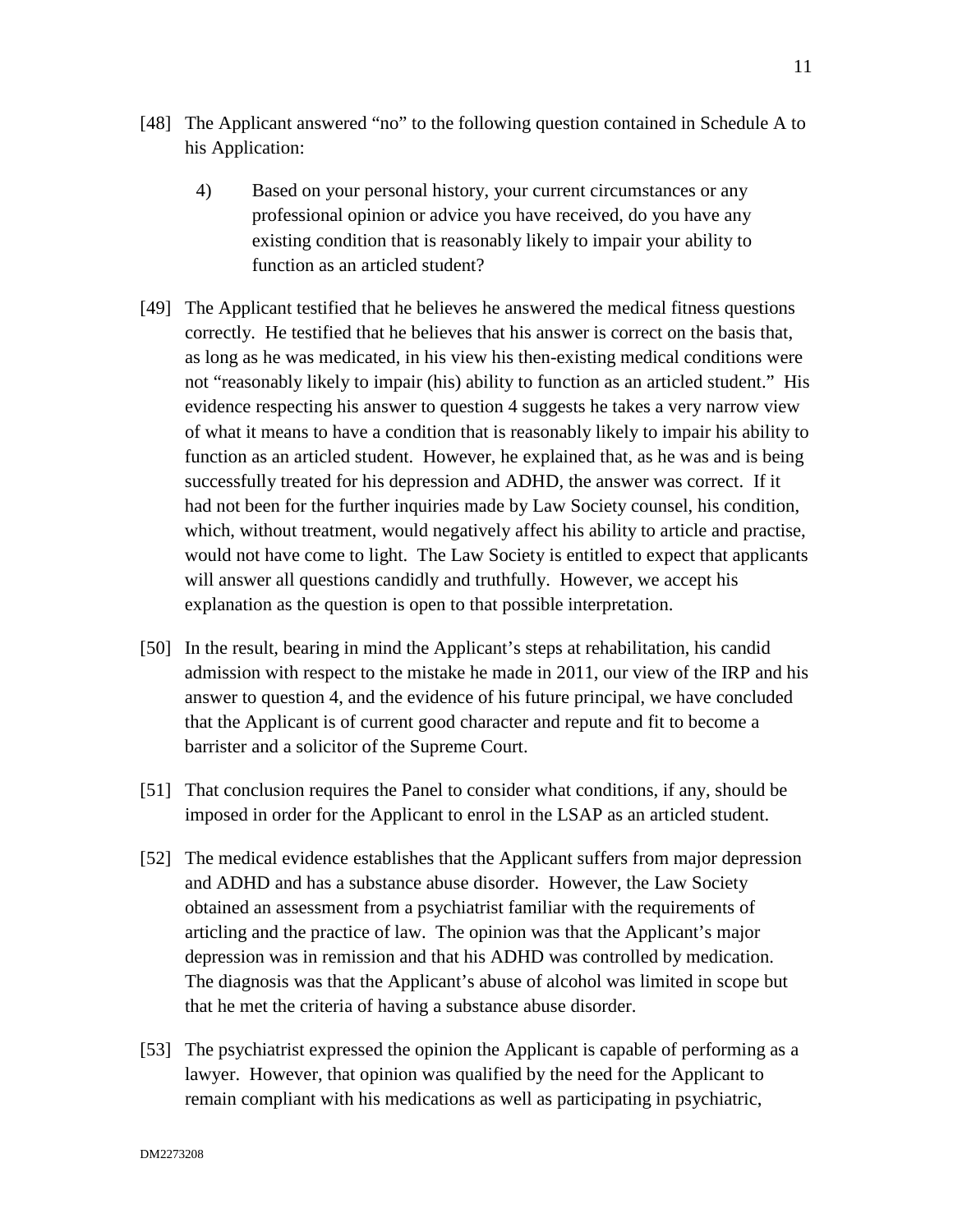[48] The Applicant answered "no" to the following question contained in Schedule A to his Application:

> 4) Based on your personal history, your current circumstances or any professional opinion or advice you have received, do you have any existing condition that is reasonably likely to impair your ability to function as an articled student?

[49] The Applicant testified that he believes he answered the medical fitness questions correctly. He testified that he believes that his answer is correct on the basis that, as long as he was medicated, in his view his then-existing medical conditions were not "reasonably likely to impair (his) ability to function as an articled student." His evidence respecting his answer to question 4 suggests he takes a very narrow view of what it means to have a condition that is reasonably likely to impair his ability to function as an articled student. However, he explained that, as he was and is being successfully treated for his depression and ADHD, the answer was correct. If it had not been for the further inquiries made by Law Society counsel, his condition, which, without treatment, would negatively affect his ability to article and practise, would not have come to light. The Law Society is entitled to expect that applicants will answer all questions candidly and truthfully. However, we accept his explanation as the question is open to that possible interpretation.

[50] In the result, bearing in mind the Applicant's steps at rehabilitation, his candid admission with respect to the mistake he made in 2011, our view of the IRP and his answer to question 4, and the evidence of his future principal, we have concluded that the Applicant is of current good character and repute and fit to become a barrister and a solicitor of the Supreme Court.

[51] That conclusion requires the Panel to consider what conditions, if any, should be imposed in order for the Applicant to enrol in the LSAP as an articled student.

[52] The medical evidence establishes that the Applicant suffers from major depression and ADHD and has a substance abuse disorder. However, the Law Society obtained an assessment from a psychiatrist familiar with the requirements of articling and the practice of law. The opinion was that the Applicant's major depression was in remission and that his ADHD was controlled by medication. The diagnosis was that the Applicant's abuse of alcohol was limited in scope but that he met the criteria of having a substance abuse disorder.

[53] The psychiatrist expressed the opinion the Applicant is capable of performing as a lawyer. However, that opinion was qualified by the need for the Applicant to remain compliant with his medications as well as participating in psychiatric,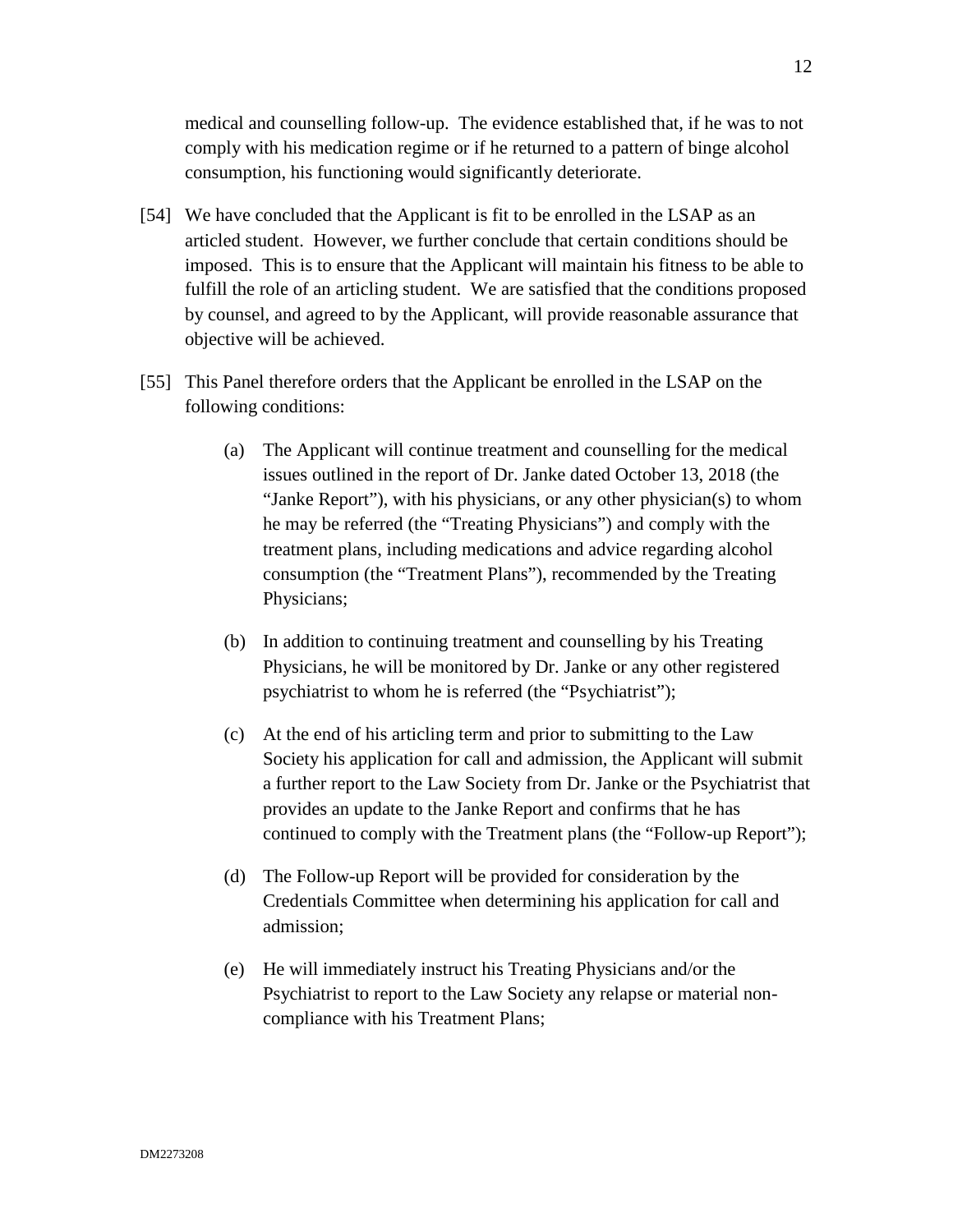medical and counselling follow-up. The evidence established that, if he was to not comply with his medication regime or if he returned to a pattern of binge alcohol consumption, his functioning would significantly deteriorate.

[54] We have concluded that the Applicant is fit to be enrolled in the LSAP as an articled student. However, we further conclude that certain conditions should be imposed. This is to ensure that the Applicant will maintain his fitness to be able to fulfill the role of an articling student. We are satisfied that the conditions proposed by counsel, and agreed to by the Applicant, will provide reasonable assurance that objective will be achieved.

[55] This Panel therefore orders that the Applicant be enrolled in the LSAP on the following conditions:

(a) The Applicant will continue treatment and counselling for the medical issues outlined in the report of Dr. Janke dated October 13, 2018 (the "Janke Report"), with his physicians, or any other physician(s) to whom he may be referred (the "Treating Physicians") and comply with the treatment plans, including medications and advice regarding alcohol consumption (the "Treatment Plans"), recommended by the Treating Physicians;

(b) In addition to continuing treatment and counselling by his Treating Physicians, he will be monitored by Dr. Janke or any other registered psychiatrist to whom he is referred (the "Psychiatrist");

(c) At the end of his articling term and prior to submitting to the Law Society his application for call and admission, the Applicant will submit a further report to the Law Society from Dr. Janke or the Psychiatrist that provides an update to the Janke Report and confirms that he has continued to comply with the Treatment plans (the "Follow-up Report");

(d) The Follow-up Report will be provided for consideration by the Credentials Committee when determining his application for call and admission;

(e) He will immediately instruct his Treating Physicians and/or the Psychiatrist to report to the Law Society any relapse or material non-compliance with his Treatment Plans;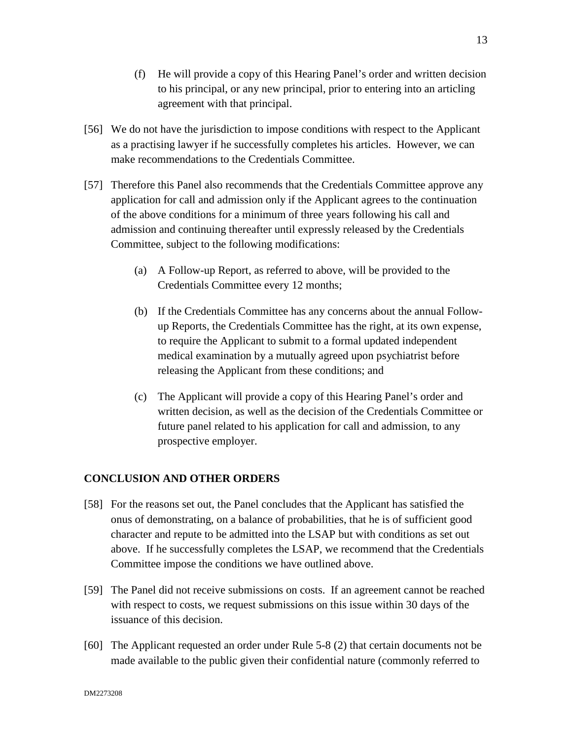(f) He will provide a copy of this Hearing Panel's order and written decision to his principal, or any new principal, prior to entering into an articling agreement with that principal.

[56] We do not have the jurisdiction to impose conditions with respect to the Applicant as a practising lawyer if he successfully completes his articles. However, we can make recommendations to the Credentials Committee.

[57] Therefore this Panel also recommends that the Credentials Committee approve any application for call and admission only if the Applicant agrees to the continuation of the above conditions for a minimum of three years following his call and admission and continuing thereafter until expressly released by the Credentials Committee, subject to the following modifications:

(a) A Follow-up Report, as referred to above, will be provided to the Credentials Committee every 12 months;

(b) If the Credentials Committee has any concerns about the annual Follow-up Reports, the Credentials Committee has the right, at its own expense, to require the Applicant to submit to a formal updated independent medical examination by a mutually agreed upon psychiatrist before releasing the Applicant from these conditions; and

(c) The Applicant will provide a copy of this Hearing Panel's order and written decision, as well as the decision of the Credentials Committee or future panel related to his application for call and admission, to any prospective employer.

## CONCLUSION AND OTHER ORDERS

[58] For the reasons set out, the Panel concludes that the Applicant has satisfied the onus of demonstrating, on a balance of probabilities, that he is of sufficient good character and repute to be admitted into the LSAP but with conditions as set out above. If he successfully completes the LSAP, we recommend that the Credentials Committee impose the conditions we have outlined above.

[59] The Panel did not receive submissions on costs. If an agreement cannot be reached with respect to costs, we request submissions on this issue within 30 days of the issuance of this decision.

[60] The Applicant requested an order under Rule 5-8 (2) that certain documents not be made available to the public given their confidential nature (commonly referred to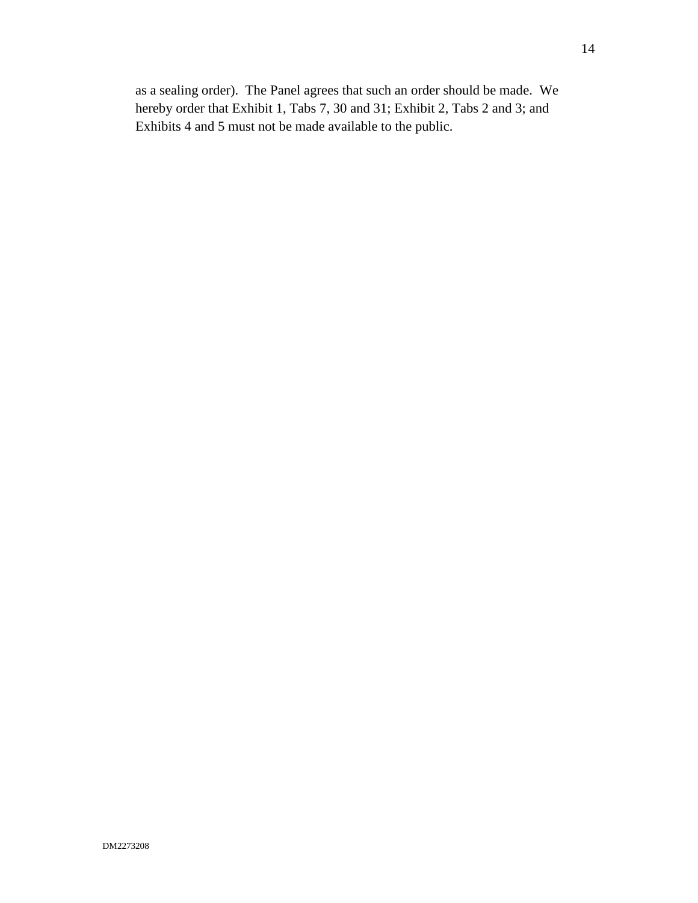as a sealing order). The Panel agrees that such an order should be made. We hereby order that Exhibit 1, Tabs 7, 30 and 31; Exhibit 2, Tabs 2 and 3; and Exhibits 4 and 5 must not be made available to the public.

DM2273208